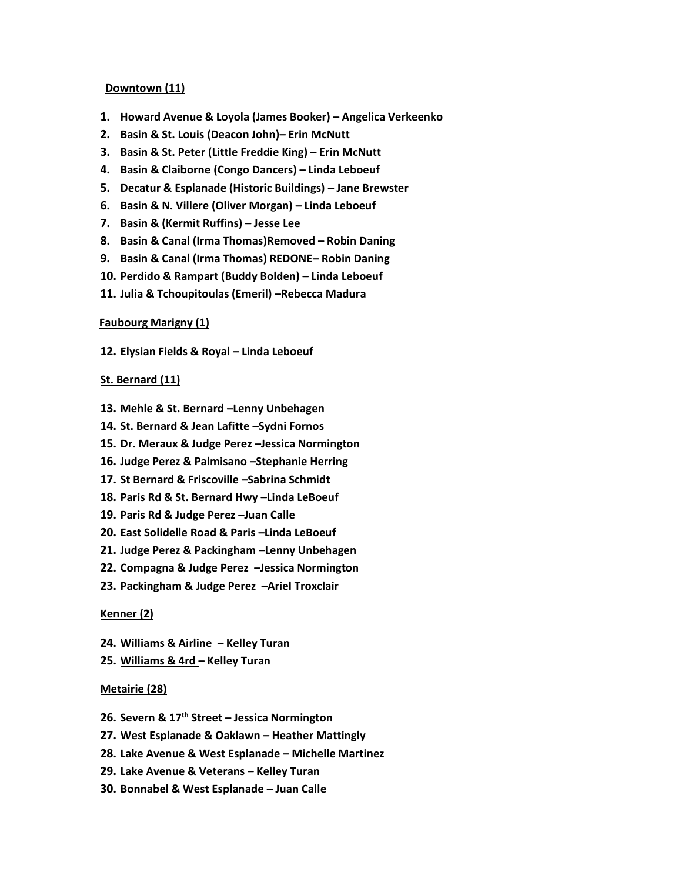**Downtown (11)**

1. **Howard Avenue & Loyola (James Booker) – Angelica Verkeenko**
2. **Basin & St. Louis (Deacon John)– Erin McNutt**
3. **Basin & St. Peter (Little Freddie King) – Erin McNutt**
4. **Basin & Claiborne (Congo Dancers) – Linda Leboeuf**
5. **Decatur & Esplanade (Historic Buildings) – Jane Brewster**
6. **Basin & N. Villere (Oliver Morgan) – Linda Leboeuf**
7. **Basin & (Kermit Ruffins) – Jesse Lee**
8. **Basin & Canal (Irma Thomas)Removed – Robin Daning**
9. **Basin & Canal (Irma Thomas) REDONE– Robin Daning**
10. **Perdido & Rampart (Buddy Bolden) – Linda Leboeuf**
11. **Julia & Tchoupitoulas (Emeril) –Rebecca Madura**

**Faubourg Marigny (1)**

12. **Elysian Fields & Royal – Linda Leboeuf**

**St. Bernard (11)**

13. **Mehle & St. Bernard –Lenny Unbehagen**
14. **St. Bernard & Jean Lafitte –Sydni Fornos**
15. **Dr. Meraux & Judge Perez –Jessica Normington**
16. **Judge Perez & Palmisano –Stephanie Herring**
17. **St Bernard & Friscoville –Sabrina Schmidt**
18. **Paris Rd & St. Bernard Hwy –Linda LeBoeuf**
19. **Paris Rd & Judge Perez –Juan Calle**
20. **East Solidelle Road & Paris –Linda LeBoeuf**
21. **Judge Perez & Packingham –Lenny Unbehagen**
22. **Compagna & Judge Perez –Jessica Normington**
23. **Packingham & Judge Perez –Ariel Troxclair**

**Kenner (2)**

24. **Williams & Airline – Kelley Turan**
25. **Williams & 4rd – Kelley Turan**

**Metairie (28)**

26. **Severn & 17th Street – Jessica Normington**
27. **West Esplanade & Oaklawn – Heather Mattingly**
28. **Lake Avenue & West Esplanade – Michelle Martinez**
29. **Lake Avenue & Veterans – Kelley Turan**
30. **Bonnabel & West Esplanade – Juan Calle**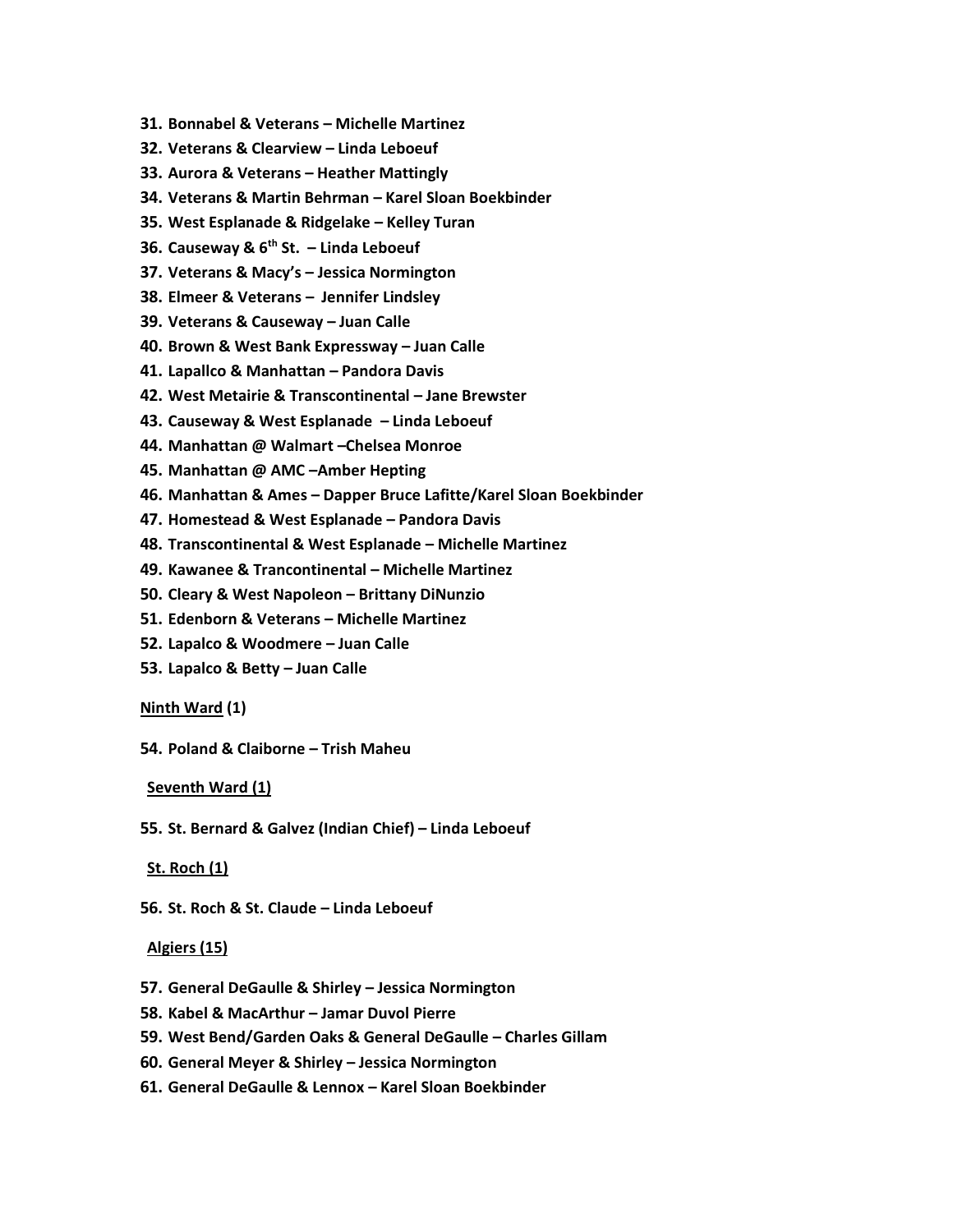31. **Bonnabel & Veterans – Michelle Martinez**
32. **Veterans & Clearview – Linda Leboeuf**
33. **Aurora & Veterans – Heather Mattingly**
34. **Veterans & Martin Behrman – Karel Sloan Boekbinder**
35. **West Esplanade & Ridgelake – Kelley Turan**
36. **Causeway & 6th St. – Linda Leboeuf**
37. **Veterans & Macy's – Jessica Normington**
38. **Elmeer & Veterans – Jennifer Lindsley**
39. **Veterans & Causeway – Juan Calle**
40. **Brown & West Bank Expressway – Juan Calle**
41. **Lapallco & Manhattan – Pandora Davis**
42. **West Metairie & Transcontinental – Jane Brewster**
43. **Causeway & West Esplanade – Linda Leboeuf**
44. **Manhattan @ Walmart –Chelsea Monroe**
45. **Manhattan @ AMC –Amber Hepting**
46. **Manhattan & Ames – Dapper Bruce Lafitte/Karel Sloan Boekbinder**
47. **Homestead & West Esplanade – Pandora Davis**
48. **Transcontinental & West Esplanade – Michelle Martinez**
49. **Kawanee & Trancontinental – Michelle Martinez**
50. **Cleary & West Napoleon – Brittany DiNunzio**
51. **Edenborn & Veterans – Michelle Martinez**
52. **Lapalco & Woodmere – Juan Calle**
53. **Lapalco & Betty – Juan Calle**

**Ninth Ward (1)**

54. **Poland & Claiborne – Trish Maheu**

**Seventh Ward (1)**

55. **St. Bernard & Galvez (Indian Chief) – Linda Leboeuf**

**St. Roch (1)**

56. **St. Roch & St. Claude – Linda Leboeuf**

**Algiers (15)**

57. **General DeGaulle & Shirley – Jessica Normington**
58. **Kabel & MacArthur – Jamar Duvol Pierre**
59. **West Bend/Garden Oaks & General DeGaulle – Charles Gillam**
60. **General Meyer & Shirley – Jessica Normington**
61. **General DeGaulle & Lennox – Karel Sloan Boekbinder**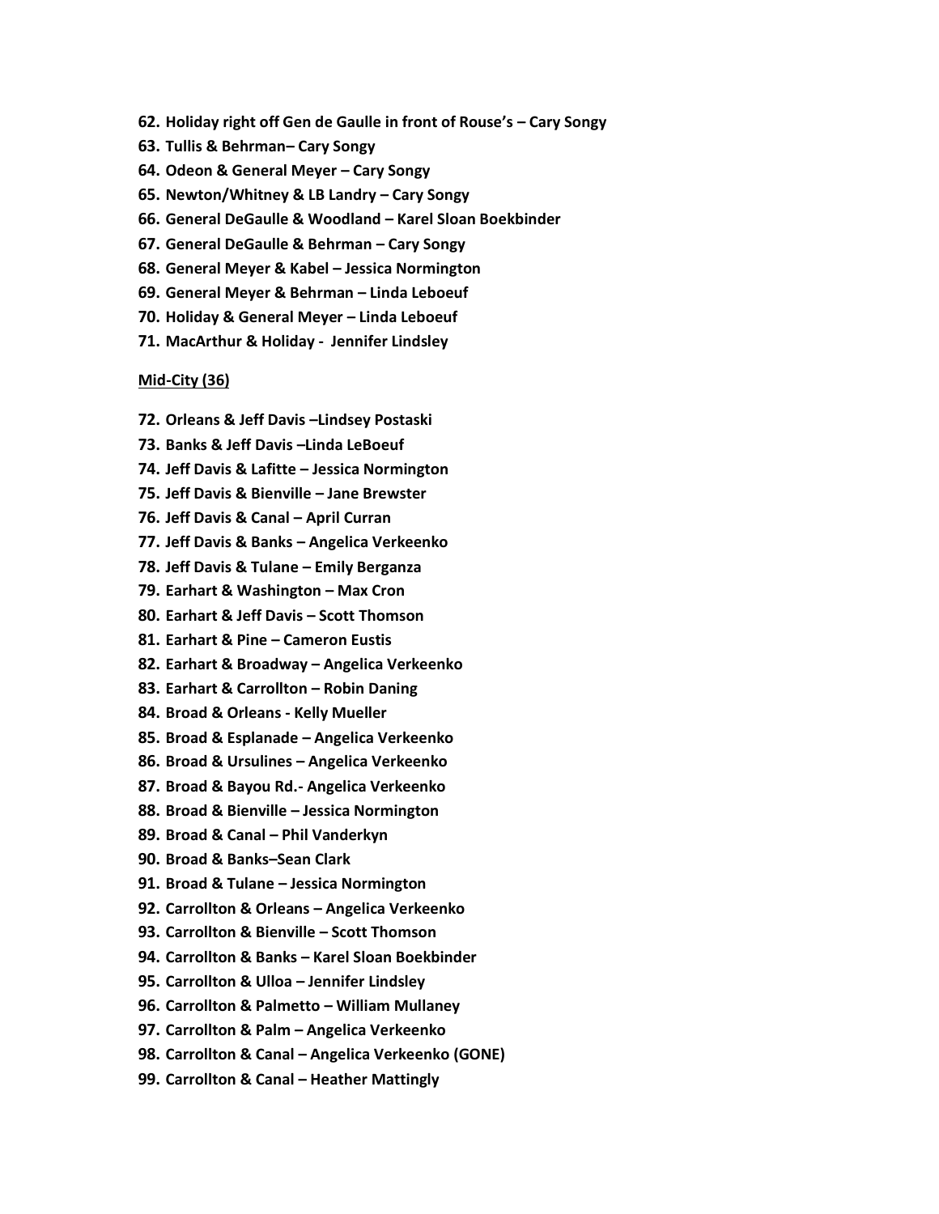62. **Holiday right off Gen de Gaulle in front of Rouse's – Cary Songy**
63. **Tullis & Behrman– Cary Songy**
64. **Odeon & General Meyer – Cary Songy**
65. **Newton/Whitney & LB Landry – Cary Songy**
66. **General DeGaulle & Woodland – Karel Sloan Boekbinder**
67. **General DeGaulle & Behrman – Cary Songy**
68. **General Meyer & Kabel – Jessica Normington**
69. **General Meyer & Behrman – Linda Leboeuf**
70. **Holiday & General Meyer – Linda Leboeuf**
71. **MacArthur & Holiday - Jennifer Lindsley**

**<u>Mid-City (36)</u>**

72. **Orleans & Jeff Davis –Lindsey Postaski**
73. **Banks & Jeff Davis –Linda LeBoeuf**
74. **Jeff Davis & Lafitte – Jessica Normington**
75. **Jeff Davis & Bienville – Jane Brewster**
76. **Jeff Davis & Canal – April Curran**
77. **Jeff Davis & Banks – Angelica Verkeenko**
78. **Jeff Davis & Tulane – Emily Berganza**
79. **Earhart & Washington – Max Cron**
80. **Earhart & Jeff Davis – Scott Thomson**
81. **Earhart & Pine – Cameron Eustis**
82. **Earhart & Broadway – Angelica Verkeenko**
83. **Earhart & Carrollton – Robin Daning**
84. **Broad & Orleans - Kelly Mueller**
85. **Broad & Esplanade – Angelica Verkeenko**
86. **Broad & Ursulines – Angelica Verkeenko**
87. **Broad & Bayou Rd.- Angelica Verkeenko**
88. **Broad & Bienville – Jessica Normington**
89. **Broad & Canal – Phil Vanderkyn**
90. **Broad & Banks–Sean Clark**
91. **Broad & Tulane – Jessica Normington**
92. **Carrollton & Orleans – Angelica Verkeenko**
93. **Carrollton & Bienville – Scott Thomson**
94. **Carrollton & Banks – Karel Sloan Boekbinder**
95. **Carrollton & Ulloa – Jennifer Lindsley**
96. **Carrollton & Palmetto – William Mullaney**
97. **Carrollton & Palm – Angelica Verkeenko**
98. **Carrollton & Canal – Angelica Verkeenko (GONE)**
99. **Carrollton & Canal – Heather Mattingly**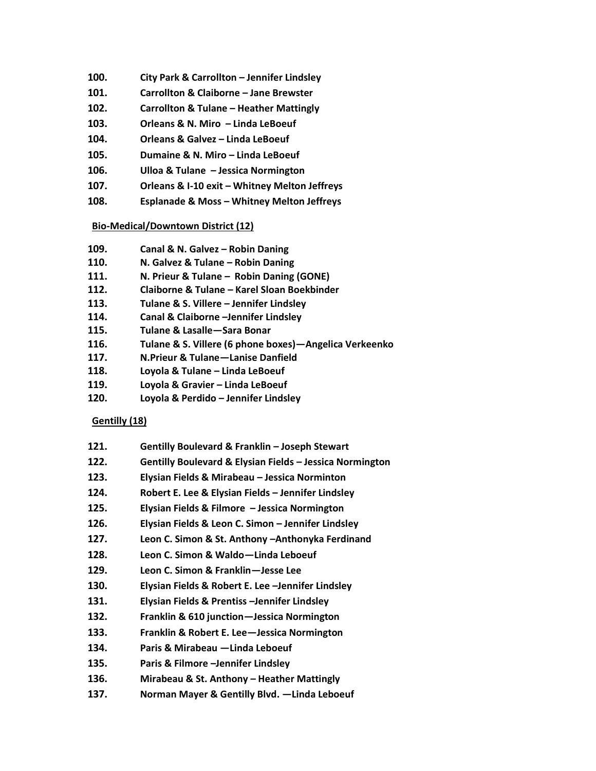**100.** **City Park & Carrollton – Jennifer Lindsley**
**101.** **Carrollton & Claiborne – Jane Brewster**
**102.** **Carrollton & Tulane – Heather Mattingly**
**103.** **Orleans & N. Miro – Linda LeBoeuf**
**104.** **Orleans & Galvez – Linda LeBoeuf**
**105.** **Dumaine & N. Miro – Linda LeBoeuf**
**106.** **Ulloa & Tulane – Jessica Normington**
**107.** **Orleans & I-10 exit – Whitney Melton Jeffreys**
**108.** **Esplanade & Moss – Whitney Melton Jeffreys**

**<u>Bio-Medical/Downtown District (12)</u>**

**109.** **Canal & N. Galvez – Robin Daning**
**110.** **N. Galvez & Tulane – Robin Daning**
**111.** **N. Prieur & Tulane – Robin Daning (GONE)**
**112.** **Claiborne & Tulane – Karel Sloan Boekbinder**
**113.** **Tulane & S. Villere – Jennifer Lindsley**
**114.** **Canal & Claiborne –Jennifer Lindsley**
**115.** **Tulane & Lasalle—Sara Bonar**
**116.** **Tulane & S. Villere (6 phone boxes)—Angelica Verkeenko**
**117.** **N.Prieur & Tulane—Lanise Danfield**
**118.** **Loyola & Tulane – Linda LeBoeuf**
**119.** **Loyola & Gravier – Linda LeBoeuf**
**120.** **Loyola & Perdido – Jennifer Lindsley**

**<u>Gentilly (18)</u>**

**121.** **Gentilly Boulevard & Franklin – Joseph Stewart**
**122.** **Gentilly Boulevard & Elysian Fields – Jessica Normington**
**123.** **Elysian Fields & Mirabeau – Jessica Norminton**
**124.** **Robert E. Lee & Elysian Fields – Jennifer Lindsley**
**125.** **Elysian Fields & Filmore – Jessica Normington**
**126.** **Elysian Fields & Leon C. Simon – Jennifer Lindsley**
**127.** **Leon C. Simon & St. Anthony –Anthonyka Ferdinand**
**128.** **Leon C. Simon & Waldo—Linda Leboeuf**
**129.** **Leon C. Simon & Franklin—Jesse Lee**
**130.** **Elysian Fields & Robert E. Lee –Jennifer Lindsley**
**131.** **Elysian Fields & Prentiss –Jennifer Lindsley**
**132.** **Franklin & 610 junction—Jessica Normington**
**133.** **Franklin & Robert E. Lee—Jessica Normington**
**134.** **Paris & Mirabeau —Linda Leboeuf**
**135.** **Paris & Filmore –Jennifer Lindsley**
**136.** **Mirabeau & St. Anthony – Heather Mattingly**
**137.** **Norman Mayer & Gentilly Blvd. —Linda Leboeuf**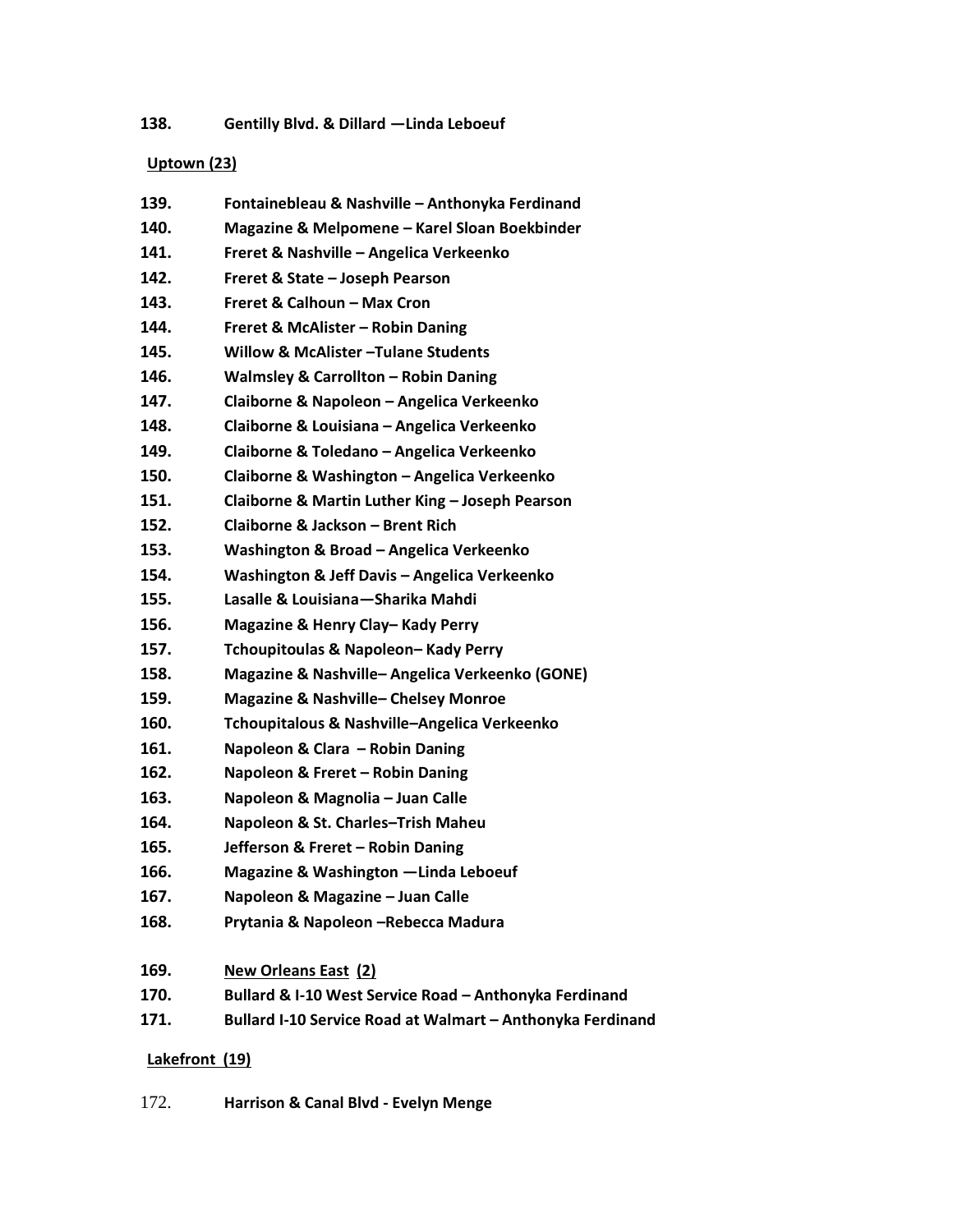138. **Gentilly Blvd. & Dillard —Linda Leboeuf**

**Uptown (23)**

139. **Fontainebleau & Nashville – Anthonyka Ferdinand**
140. **Magazine & Melpomene – Karel Sloan Boekbinder**
141. **Freret & Nashville – Angelica Verkeenko**
142. **Freret & State – Joseph Pearson**
143. **Freret & Calhoun – Max Cron**
144. **Freret & McAlister – Robin Daning**
145. **Willow & McAlister –Tulane Students**
146. **Walmsley & Carrollton – Robin Daning**
147. **Claiborne & Napoleon – Angelica Verkeenko**
148. **Claiborne & Louisiana – Angelica Verkeenko**
149. **Claiborne & Toledano – Angelica Verkeenko**
150. **Claiborne & Washington – Angelica Verkeenko**
151. **Claiborne & Martin Luther King – Joseph Pearson**
152. **Claiborne & Jackson – Brent Rich**
153. **Washington & Broad – Angelica Verkeenko**
154. **Washington & Jeff Davis – Angelica Verkeenko**
155. **Lasalle & Louisiana—Sharika Mahdi**
156. **Magazine & Henry Clay– Kady Perry**
157. **Tchoupitoulas & Napoleon– Kady Perry**
158. **Magazine & Nashville– Angelica Verkeenko (GONE)**
159. **Magazine & Nashville– Chelsey Monroe**
160. **Tchoupitalous & Nashville–Angelica Verkeenko**
161. **Napoleon & Clara – Robin Daning**
162. **Napoleon & Freret – Robin Daning**
163. **Napoleon & Magnolia – Juan Calle**
164. **Napoleon & St. Charles–Trish Maheu**
165. **Jefferson & Freret – Robin Daning**
166. **Magazine & Washington —Linda Leboeuf**
167. **Napoleon & Magazine – Juan Calle**
168. **Prytania & Napoleon –Rebecca Madura**

169. **New Orleans East (2)**
170. **Bullard & I-10 West Service Road – Anthonyka Ferdinand**
171. **Bullard I-10 Service Road at Walmart – Anthonyka Ferdinand**

**Lakefront (19)**

172. **Harrison & Canal Blvd - Evelyn Menge**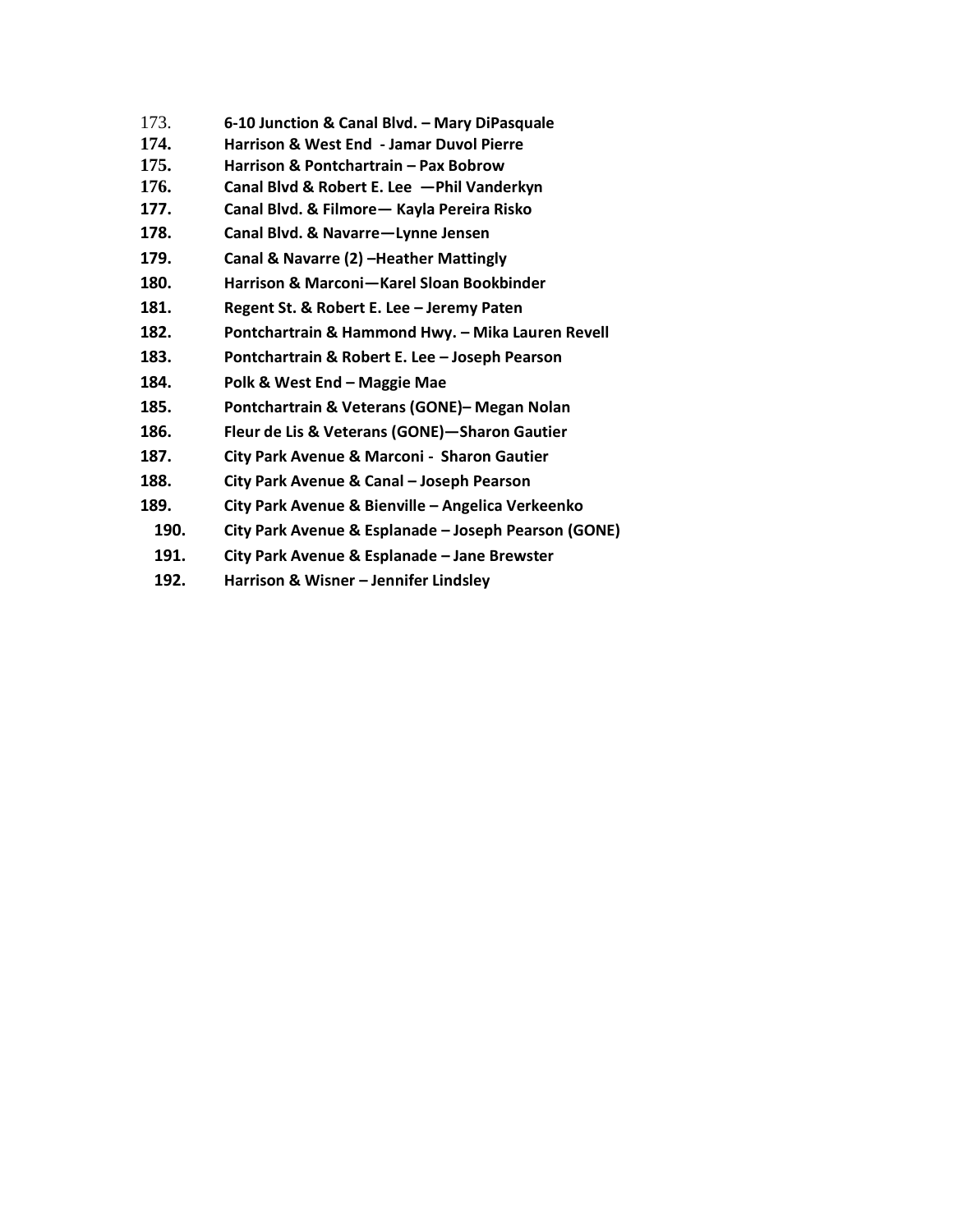173. **6-10 Junction & Canal Blvd. – Mary DiPasquale**
174. **Harrison & West End - Jamar Duvol Pierre**
175. **Harrison & Pontchartrain – Pax Bobrow**
176. **Canal Blvd & Robert E. Lee —Phil Vanderkyn**
177. **Canal Blvd. & Filmore— Kayla Pereira Risko**
178. **Canal Blvd. & Navarre—Lynne Jensen**
179. **Canal & Navarre (2) –Heather Mattingly**
180. **Harrison & Marconi—Karel Sloan Bookbinder**
181. **Regent St. & Robert E. Lee – Jeremy Paten**
182. **Pontchartrain & Hammond Hwy. – Mika Lauren Revell**
183. **Pontchartrain & Robert E. Lee – Joseph Pearson**
184. **Polk & West End – Maggie Mae**
185. **Pontchartrain & Veterans (GONE)– Megan Nolan**
186. **Fleur de Lis & Veterans (GONE)—Sharon Gautier**
187. **City Park Avenue & Marconi - Sharon Gautier**
188. **City Park Avenue & Canal – Joseph Pearson**
189. **City Park Avenue & Bienville – Angelica Verkeenko**
190. **City Park Avenue & Esplanade – Joseph Pearson (GONE)**
191. **City Park Avenue & Esplanade – Jane Brewster**
192. **Harrison & Wisner – Jennifer Lindsley**